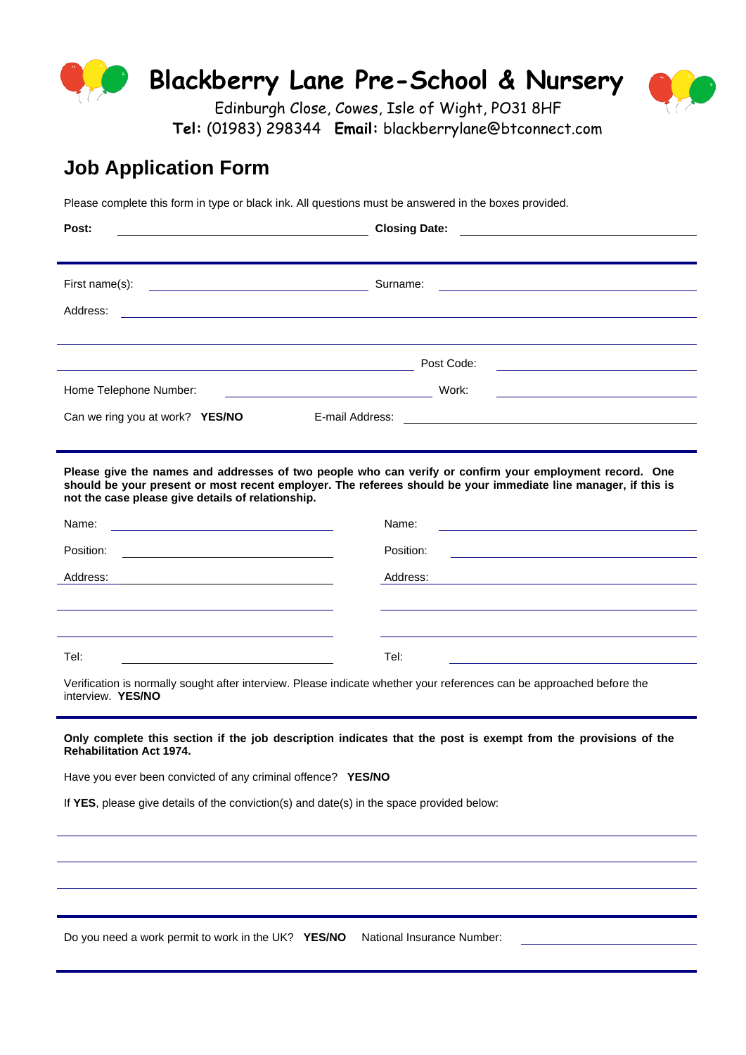# Blackberry Lane Pre-School & Nursery

Edinburgh Close, Cowes, Isle of Wight, PO31 8HF

**Tel:** (01983) 298344 **Email:** blackberrylane@btconnect.com

## Job Application Form

Please complete this form in type or black ink. All questions must be answered in the boxes provided.

**Post:** \_\_\_\_\_\_\_\_\_\_\_\_\_\_\_\_\_\_\_\_ **Closing Date:** \_\_\_\_\_\_\_\_\_\_\_\_\_\_\_\_\_\_\_\_

---

First name(s): \_\_\_\_\_\_\_\_\_\_\_\_\_\_\_\_\_\_\_\_ Surname: \_\_\_\_\_\_\_\_\_\_\_\_\_\_\_\_\_\_\_\_

Address: \_\_\_\_\_\_\_\_\_\_\_\_\_\_\_\_\_\_\_\_\_\_\_\_\_\_\_\_\_\_\_\_\_\_\_\_\_\_\_\_

\_\_\_\_\_\_\_\_\_\_\_\_\_\_\_\_\_\_\_\_\_\_\_\_\_\_\_\_\_\_\_\_\_\_\_\_\_\_\_\_

\_\_\_\_\_\_\_\_\_\_\_\_\_\_\_\_\_\_\_\_ Post Code: \_\_\_\_\_\_\_\_\_\_\_\_\_\_\_\_\_\_\_\_

Home Telephone Number: \_\_\_\_\_\_\_\_\_\_\_\_\_\_\_\_\_\_\_\_ Work: \_\_\_\_\_\_\_\_\_\_\_\_\_\_\_\_\_\_\_\_

Can we ring you at work? **YES/NO** E-mail Address: \_\_\_\_\_\_\_\_\_\_\_\_\_\_\_\_\_\_\_\_

---

**Please give the names and addresses of two people who can verify or confirm your employment record. One should be your present or most recent employer. The referees should be your immediate line manager, if this is not the case please give details of relationship.**

Name: \_\_\_\_\_\_\_\_\_\_\_\_\_\_\_\_\_\_\_\_ Name: \_\_\_\_\_\_\_\_\_\_\_\_\_\_\_\_\_\_\_\_

Position: \_\_\_\_\_\_\_\_\_\_\_\_\_\_\_\_\_\_\_\_ Position: \_\_\_\_\_\_\_\_\_\_\_\_\_\_\_\_\_\_\_\_

Address: \_\_\_\_\_\_\_\_\_\_\_\_\_\_\_\_\_\_\_\_ Address: \_\_\_\_\_\_\_\_\_\_\_\_\_\_\_\_\_\_\_\_

\_\_\_\_\_\_\_\_\_\_\_\_\_\_\_\_\_\_\_\_ \_\_\_\_\_\_\_\_\_\_\_\_\_\_\_\_\_\_\_\_

\_\_\_\_\_\_\_\_\_\_\_\_\_\_\_\_\_\_\_\_ \_\_\_\_\_\_\_\_\_\_\_\_\_\_\_\_\_\_\_\_

Tel: \_\_\_\_\_\_\_\_\_\_\_\_\_\_\_\_\_\_\_\_ Tel: \_\_\_\_\_\_\_\_\_\_\_\_\_\_\_\_\_\_\_\_

Verification is normally sought after interview. Please indicate whether your references can be approached before the interview. **YES/NO**

---

**Only complete this section if the job description indicates that the post is exempt from the provisions of the Rehabilitation Act 1974.**

Have you ever been convicted of any criminal offence? **YES/NO**

If **YES**, please give details of the conviction(s) and date(s) in the space provided below:

\_\_\_\_\_\_\_\_\_\_\_\_\_\_\_\_\_\_\_\_\_\_\_\_\_\_\_\_\_\_\_\_\_\_\_\_\_\_\_\_

\_\_\_\_\_\_\_\_\_\_\_\_\_\_\_\_\_\_\_\_\_\_\_\_\_\_\_\_\_\_\_\_\_\_\_\_\_\_\_\_

\_\_\_\_\_\_\_\_\_\_\_\_\_\_\_\_\_\_\_\_\_\_\_\_\_\_\_\_\_\_\_\_\_\_\_\_\_\_\_\_

---

Do you need a work permit to work in the UK? **YES/NO** National Insurance Number: \_\_\_\_\_\_\_\_\_\_\_\_\_\_\_\_\_\_\_\_

---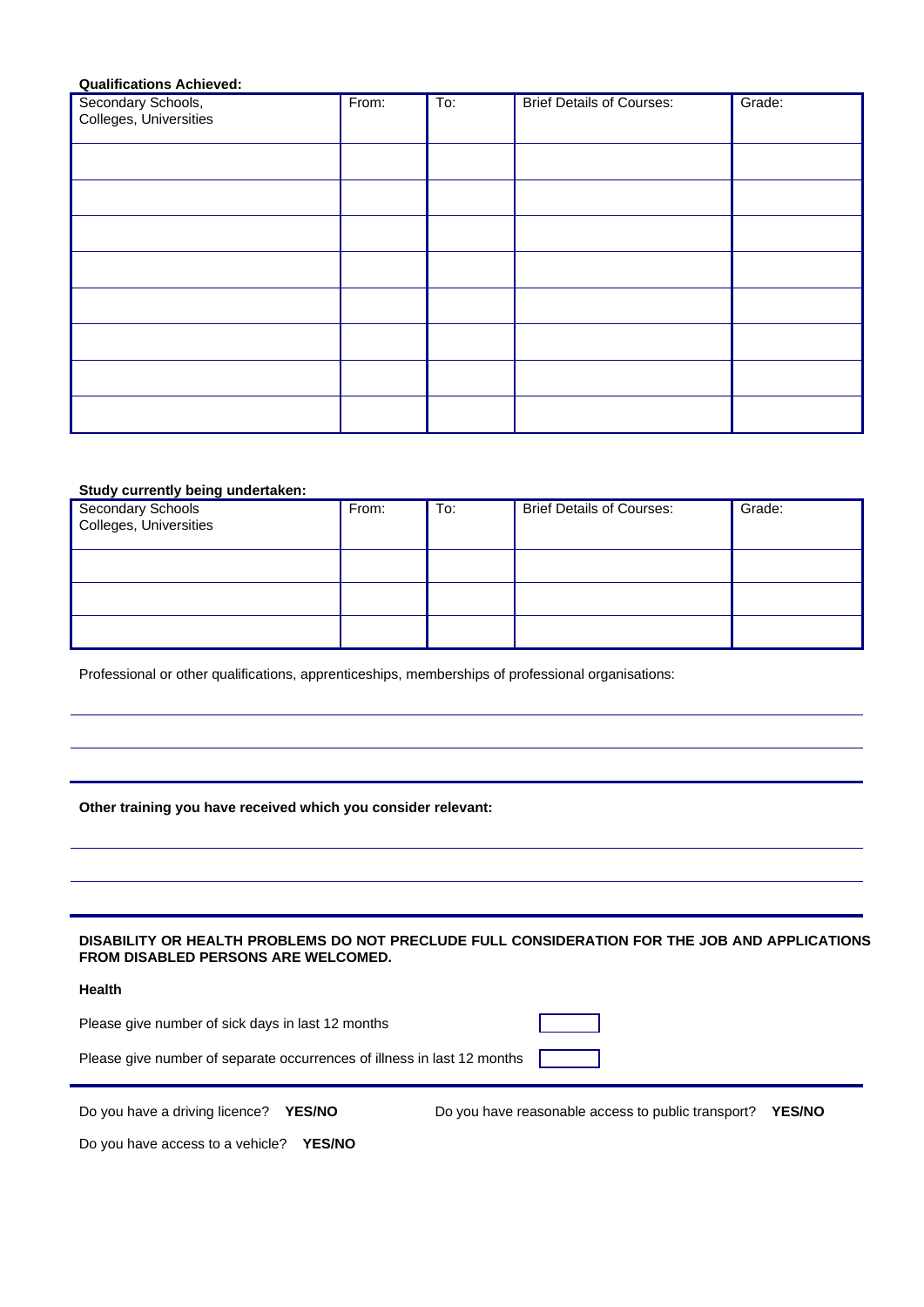**Qualifications Achieved:**

| Secondary Schools, Colleges, Universities | From: | To: | Brief Details of Courses: | Grade: |
|---|---|---|---|---|
| | | | | |
| | | | | |
| | | | | |
| | | | | |
| | | | | |
| | | | | |
| | | | | |
| | | | | |

**Study currently being undertaken:**

| Secondary Schools Colleges, Universities | From: | To: | Brief Details of Courses: | Grade: |
|---|---|---|---|---|
| | | | | |
| | | | | |
| | | | | |

Professional or other qualifications, apprenticeships, memberships of professional organisations:

**Other training you have received which you consider relevant:**

**DISABILITY OR HEALTH PROBLEMS DO NOT PRECLUDE FULL CONSIDERATION FOR THE JOB AND APPLICATIONS FROM DISABLED PERSONS ARE WELCOMED.**

**Health**

Please give number of sick days in last 12 months

Please give number of separate occurrences of illness in last 12 months

Do you have a driving licence? **YES/NO**

Do you have reasonable access to public transport? **YES/NO**

Do you have access to a vehicle? **YES/NO**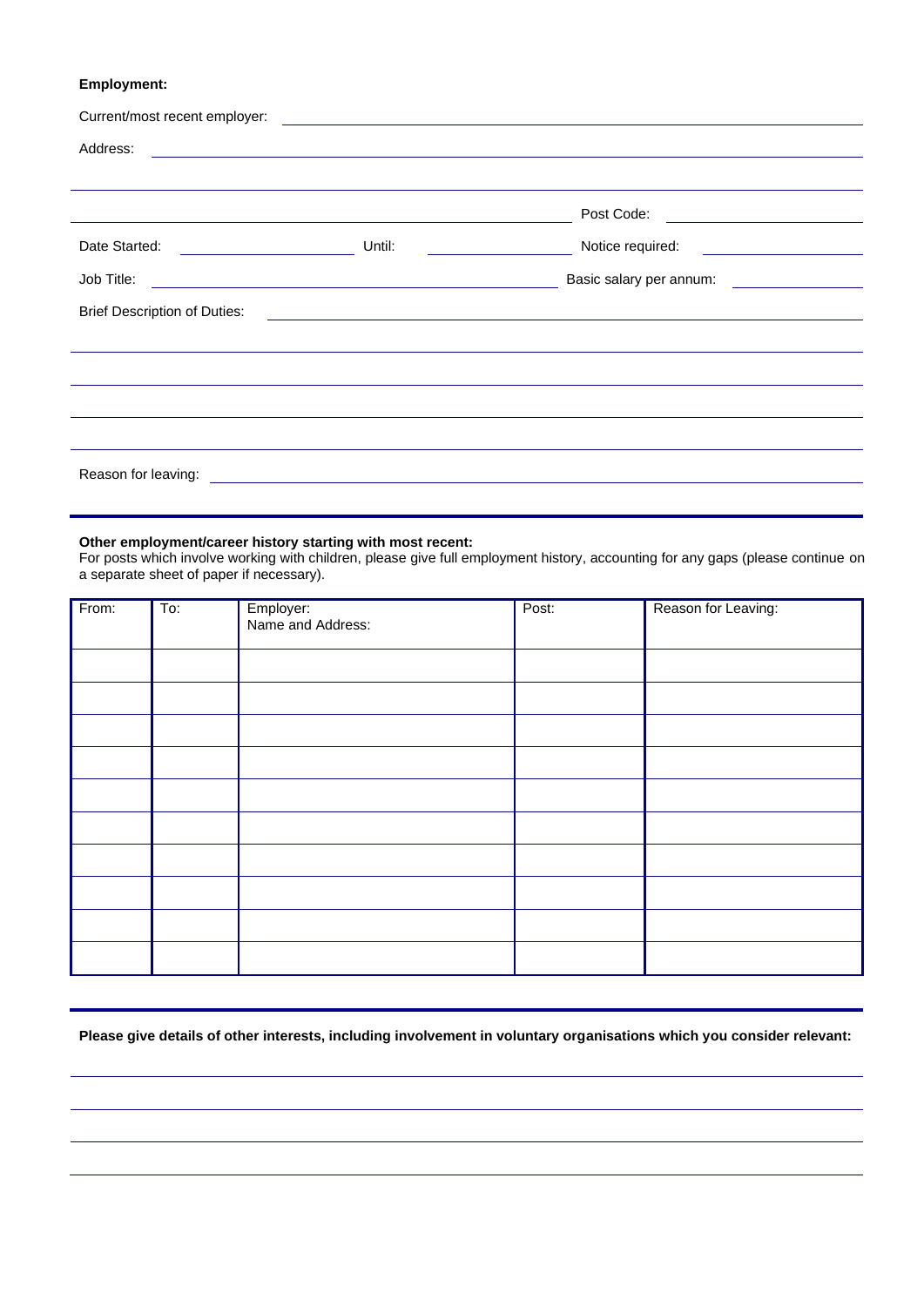**Employment:**

Current/most recent employer: ______________________________

Address: ______________________________

______________________________

______________________________ Post Code: ______________

Date Started: ______________ Until: ______________ Notice required: ______________

Job Title: ______________________________ Basic salary per annum: ______________

Brief Description of Duties: ______________________________

______________________________

______________________________

______________________________

______________________________

Reason for leaving: ______________________________

**Other employment/career history starting with most recent:**
For posts which involve working with children, please give full employment history, accounting for any gaps (please continue on a separate sheet of paper if necessary).

| From: | To: | Employer: Name and Address: | Post: | Reason for Leaving: |
|---|---|---|---|---|
| | | | | |
| | | | | |
| | | | | |
| | | | | |
| | | | | |
| | | | | |
| | | | | |
| | | | | |
| | | | | |
| | | | | |

**Please give details of other interests, including involvement in voluntary organisations which you consider relevant:**

______________________________

______________________________

______________________________

______________________________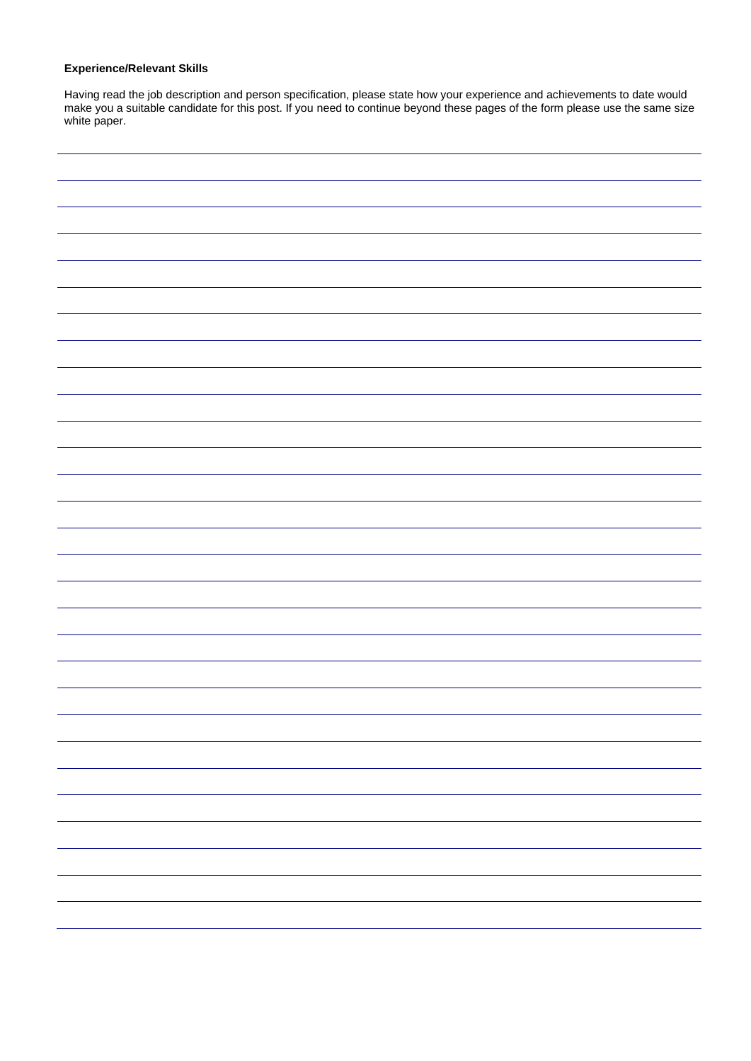**Experience/Relevant Skills**

Having read the job description and person specification, please state how your experience and achievements to date would make you a suitable candidate for this post. If you need to continue beyond these pages of the form please use the same size white paper.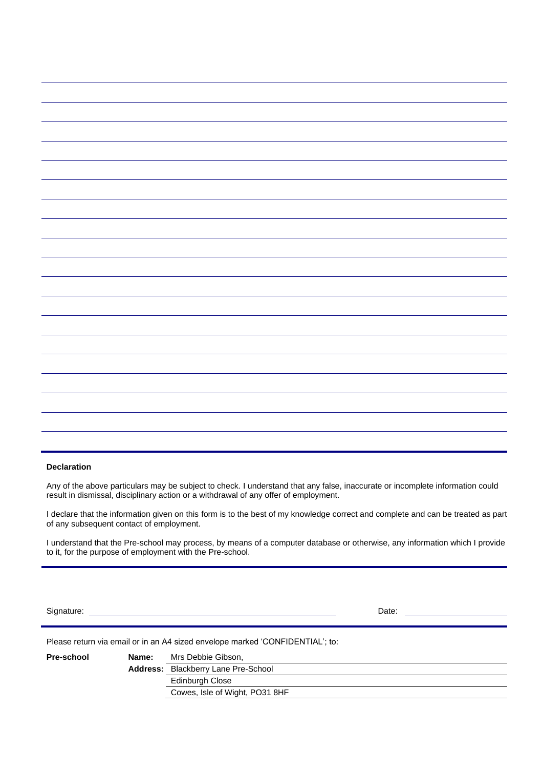### Declaration

Any of the above particulars may be subject to check. I understand that any false, inaccurate or incomplete information could result in dismissal, disciplinary action or a withdrawal of any offer of employment.

I declare that the information given on this form is to the best of my knowledge correct and complete and can be treated as part of any subsequent contact of employment.

I understand that the Pre-school may process, by means of a computer database or otherwise, any information which I provide to it, for the purpose of employment with the Pre-school.

Signature: ______________________________ Date: ______________

Please return via email or in an A4 sized envelope marked 'CONFIDENTIAL'; to:

| | | |
|---|---|---|
| **Pre-school** | **Name:** | Mrs Debbie Gibson, |
| | **Address:** | Blackberry Lane Pre-School |
| | | Edinburgh Close |
| | | Cowes, Isle of Wight, PO31 8HF |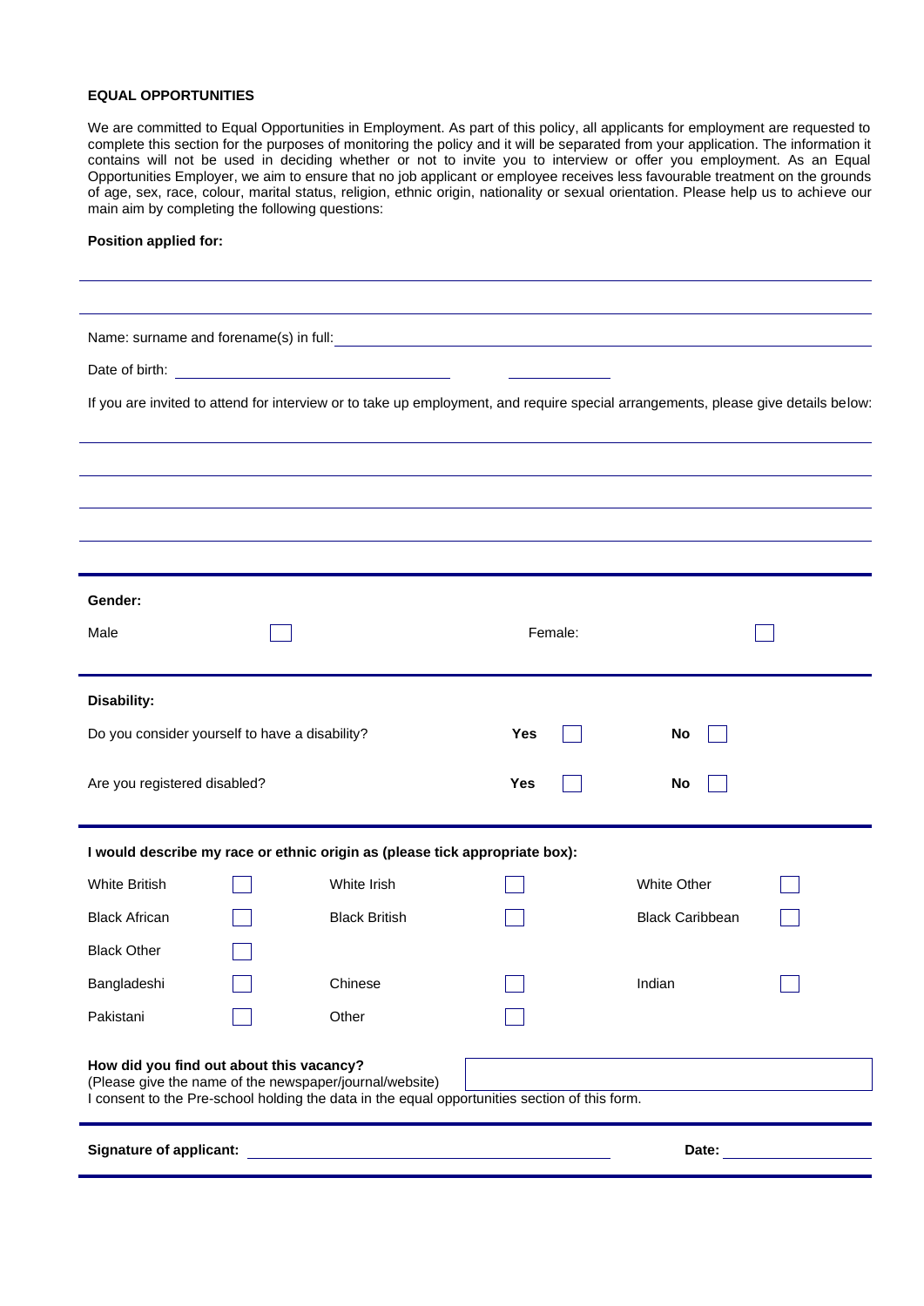**EQUAL OPPORTUNITIES**

We are committed to Equal Opportunities in Employment. As part of this policy, all applicants for employment are requested to complete this section for the purposes of monitoring the policy and it will be separated from your application. The information it contains will not be used in deciding whether or not to invite you to interview or offer you employment. As an Equal Opportunities Employer, we aim to ensure that no job applicant or employee receives less favourable treatment on the grounds of age, sex, race, colour, marital status, religion, ethnic origin, nationality or sexual orientation. Please help us to achieve our main aim by completing the following questions:

**Position applied for:**

Name: surname and forename(s) in full:

Date of birth:

If you are invited to attend for interview or to take up employment, and require special arrangements, please give details below:

**Gender:**

| | | | |
|---|---|---|---|
| Male | ☐ | Female: | ☐ |

**Disability:**

| | | | | |
|---|---|---|---|---|
| Do you consider yourself to have a disability? | **Yes** | ☐ | **No** | ☐ |
| Are you registered disabled? | **Yes** | ☐ | **No** | ☐ |

**I would describe my race or ethnic origin as (please tick appropriate box):**

| | | | | | |
|---|---|---|---|---|---|
| White British | ☐ | White Irish | ☐ | White Other | ☐ |
| Black African | ☐ | Black British | ☐ | Black Caribbean | ☐ |
| Black Other | ☐ | | | | |
| Bangladeshi | ☐ | Chinese | ☐ | Indian | ☐ |
| Pakistani | ☐ | Other | ☐ | | |

**How did you find out about this vacancy?**
(Please give the name of the newspaper/journal/website)

I consent to the Pre-school holding the data in the equal opportunities section of this form.

**Signature of applicant:** **Date:**